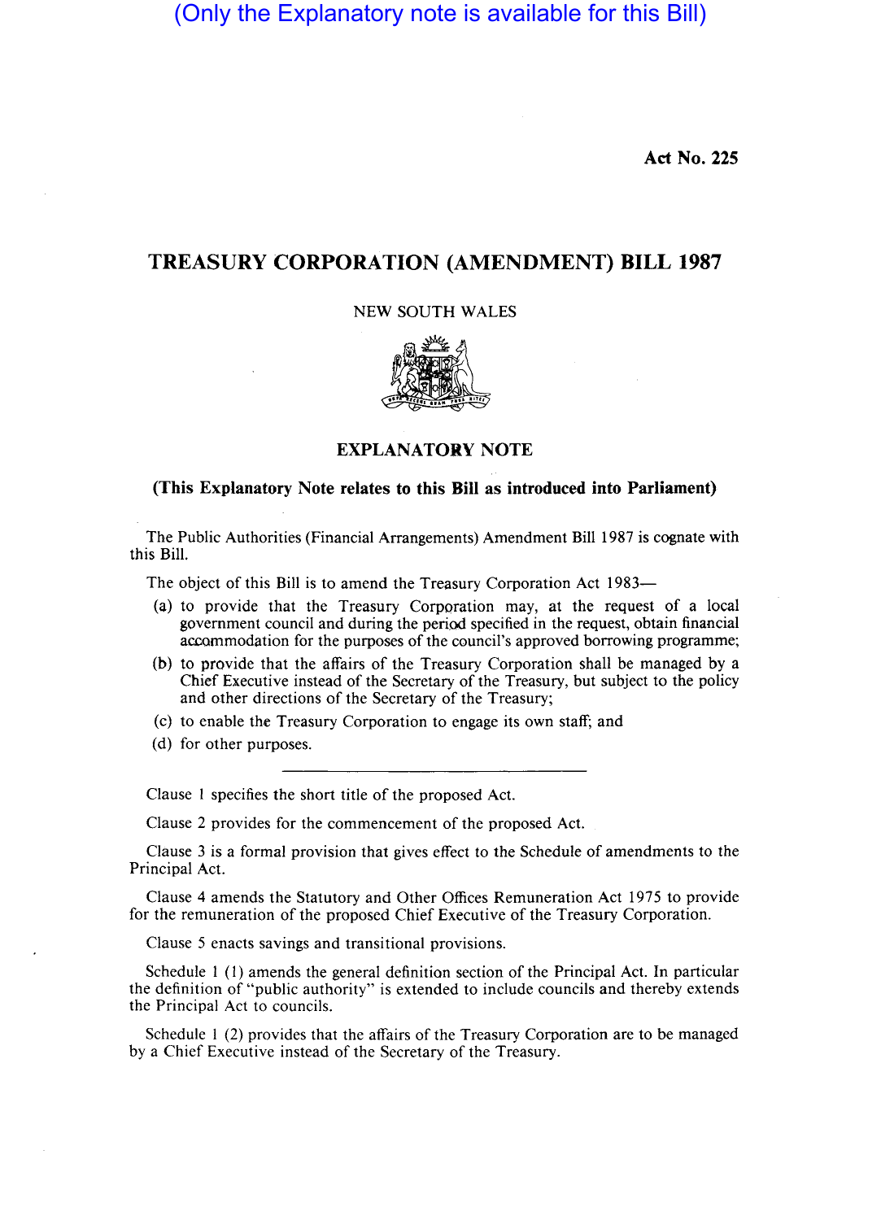(Only the Explanatory note is available for this Bill)

**Act No. 225**

# TREASURY CORPORATION (AMENDMENT) BILL 1987

NEW SOUTH WALES

## EXPLANATORY NOTE

### (This Explanatory Note relates to this Bill as introduced into Parliament)

The Public Authorities (Financial Arrangements) Amendment Bill 1987 is cognate with this Bill.

The object of this Bill is to amend the Treasury Corporation Act 1983—

(a) to provide that the Treasury Corporation may, at the request of a local government council and during the period specified in the request, obtain financial accommodation for the purposes of the council's approved borrowing programme;

(b) to provide that the affairs of the Treasury Corporation shall be managed by a Chief Executive instead of the Secretary of the Treasury, but subject to the policy and other directions of the Secretary of the Treasury;

(c) to enable the Treasury Corporation to engage its own staff; and

(d) for other purposes.

---

Clause 1 specifies the short title of the proposed Act.

Clause 2 provides for the commencement of the proposed Act.

Clause 3 is a formal provision that gives effect to the Schedule of amendments to the Principal Act.

Clause 4 amends the Statutory and Other Offices Remuneration Act 1975 to provide for the remuneration of the proposed Chief Executive of the Treasury Corporation.

Clause 5 enacts savings and transitional provisions.

Schedule 1 (1) amends the general definition section of the Principal Act. In particular the definition of "public authority" is extended to include councils and thereby extends the Principal Act to councils.

Schedule 1 (2) provides that the affairs of the Treasury Corporation are to be managed by a Chief Executive instead of the Secretary of the Treasury.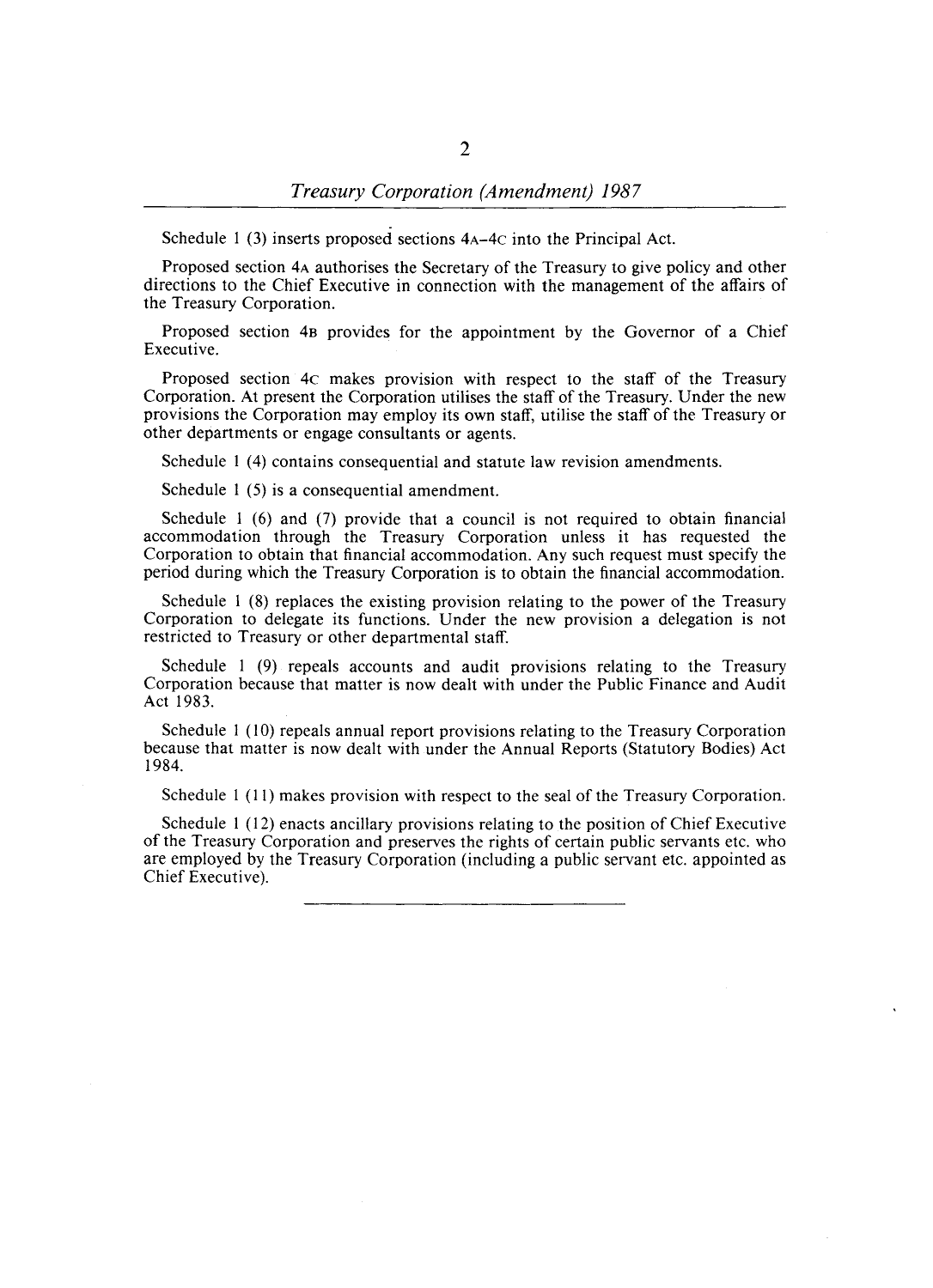Schedule 1 (3) inserts proposed sections 4A–4C into the Principal Act.

Proposed section 4A authorises the Secretary of the Treasury to give policy and other directions to the Chief Executive in connection with the management of the affairs of the Treasury Corporation.

Proposed section 4B provides for the appointment by the Governor of a Chief Executive.

Proposed section 4C makes provision with respect to the staff of the Treasury Corporation. At present the Corporation utilises the staff of the Treasury. Under the new provisions the Corporation may employ its own staff, utilise the staff of the Treasury or other departments or engage consultants or agents.

Schedule 1 (4) contains consequential and statute law revision amendments.

Schedule 1 (5) is a consequential amendment.

Schedule 1 (6) and (7) provide that a council is not required to obtain financial accommodation through the Treasury Corporation unless it has requested the Corporation to obtain that financial accommodation. Any such request must specify the period during which the Treasury Corporation is to obtain the financial accommodation.

Schedule 1 (8) replaces the existing provision relating to the power of the Treasury Corporation to delegate its functions. Under the new provision a delegation is not restricted to Treasury or other departmental staff.

Schedule 1 (9) repeals accounts and audit provisions relating to the Treasury Corporation because that matter is now dealt with under the Public Finance and Audit Act 1983.

Schedule 1 (10) repeals annual report provisions relating to the Treasury Corporation because that matter is now dealt with under the Annual Reports (Statutory Bodies) Act 1984.

Schedule 1 (11) makes provision with respect to the seal of the Treasury Corporation.

Schedule 1 (12) enacts ancillary provisions relating to the position of Chief Executive of the Treasury Corporation and preserves the rights of certain public servants etc. who are employed by the Treasury Corporation (including a public servant etc. appointed as Chief Executive).